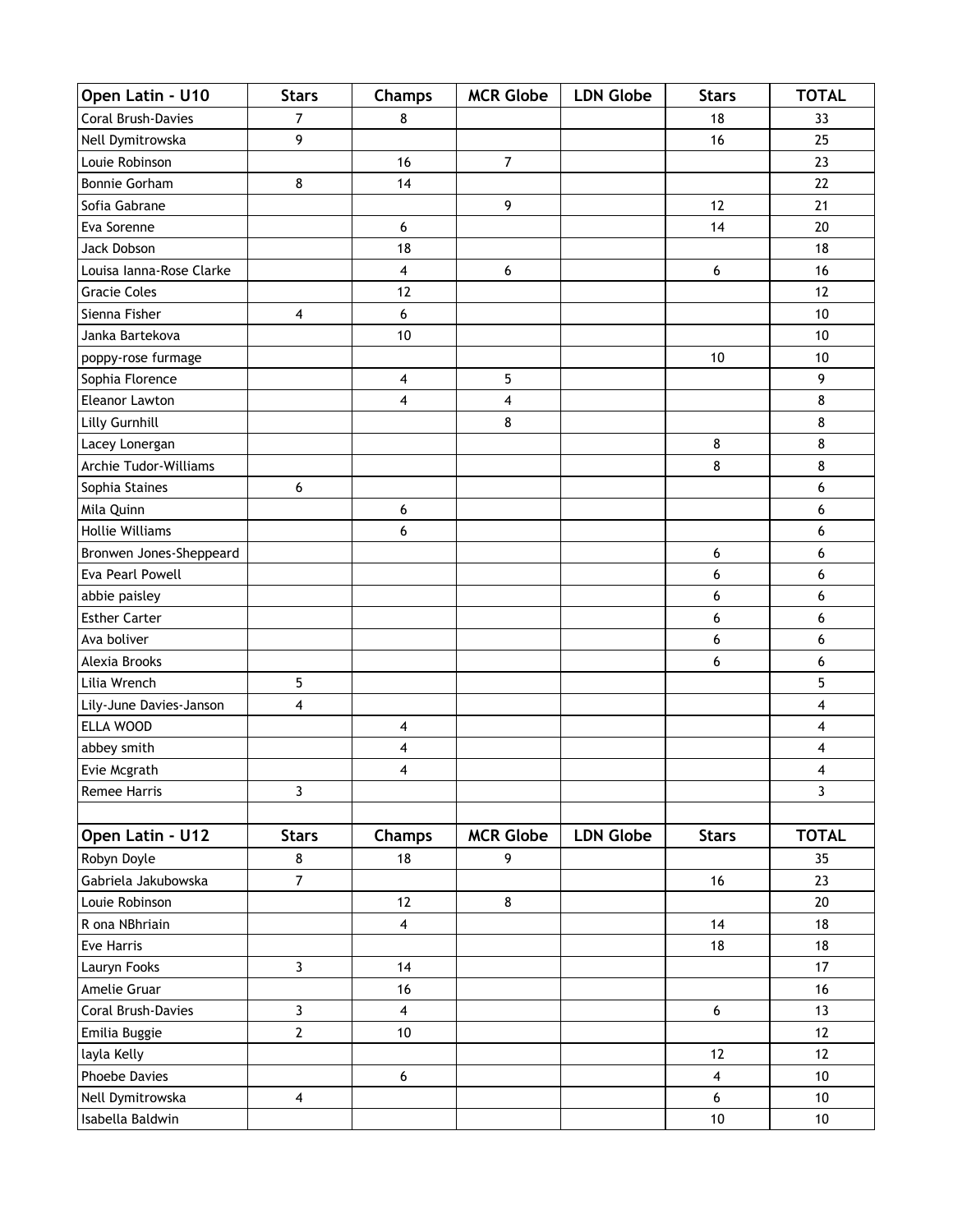| Open Latin - U10 | Stars | Champs | MCR Globe | LDN Globe | Stars | TOTAL |
|---|---|---|---|---|---|---|
| Coral Brush-Davies | 7 | 8 | | | 18 | 33 |
| Nell Dymitrowska | 9 | | | | 16 | 25 |
| Louie Robinson | | 16 | 7 | | | 23 |
| Bonnie Gorham | 8 | 14 | | | | 22 |
| Sofia Gabrane | | | 9 | | 12 | 21 |
| Eva Sorenne | | 6 | | | 14 | 20 |
| Jack Dobson | | 18 | | | | 18 |
| Louisa Ianna-Rose Clarke | | 4 | 6 | | 6 | 16 |
| Gracie Coles | | 12 | | | | 12 |
| Sienna Fisher | 4 | 6 | | | | 10 |
| Janka Bartekova | | 10 | | | | 10 |
| poppy-rose furmage | | | | | 10 | 10 |
| Sophia Florence | | 4 | 5 | | | 9 |
| Eleanor Lawton | | 4 | 4 | | | 8 |
| Lilly Gurnhill | | | 8 | | | 8 |
| Lacey Lonergan | | | | | 8 | 8 |
| Archie Tudor-Williams | | | | | 8 | 8 |
| Sophia Staines | 6 | | | | | 6 |
| Mila Quinn | | 6 | | | | 6 |
| Hollie Williams | | 6 | | | | 6 |
| Bronwen Jones-Sheppeard | | | | | 6 | 6 |
| Eva Pearl Powell | | | | | 6 | 6 |
| abbie paisley | | | | | 6 | 6 |
| Esther Carter | | | | | 6 | 6 |
| Ava boliver | | | | | 6 | 6 |
| Alexia Brooks | | | | | 6 | 6 |
| Lilia Wrench | 5 | | | | | 5 |
| Lily-June Davies-Janson | 4 | | | | | 4 |
| ELLA WOOD | | 4 | | | | 4 |
| abbey smith | | 4 | | | | 4 |
| Evie Mcgrath | | 4 | | | | 4 |
| Remee Harris | 3 | | | | | 3 |

| Open Latin - U12 | Stars | Champs | MCR Globe | LDN Globe | Stars | TOTAL |
|---|---|---|---|---|---|---|
| Robyn Doyle | 8 | 18 | 9 | | | 35 |
| Gabriela Jakubowska | 7 | | | | 16 | 23 |
| Louie Robinson | | 12 | 8 | | | 20 |
| R ona NBhriain | | 4 | | | 14 | 18 |
| Eve Harris | | | | | 18 | 18 |
| Lauryn Fooks | 3 | 14 | | | | 17 |
| Amelie Gruar | | 16 | | | | 16 |
| Coral Brush-Davies | 3 | 4 | | | 6 | 13 |
| Emilia Buggie | 2 | 10 | | | | 12 |
| layla Kelly | | | | | 12 | 12 |
| Phoebe Davies | | 6 | | | 4 | 10 |
| Nell Dymitrowska | 4 | | | | 6 | 10 |
| Isabella Baldwin | | | | | 10 | 10 |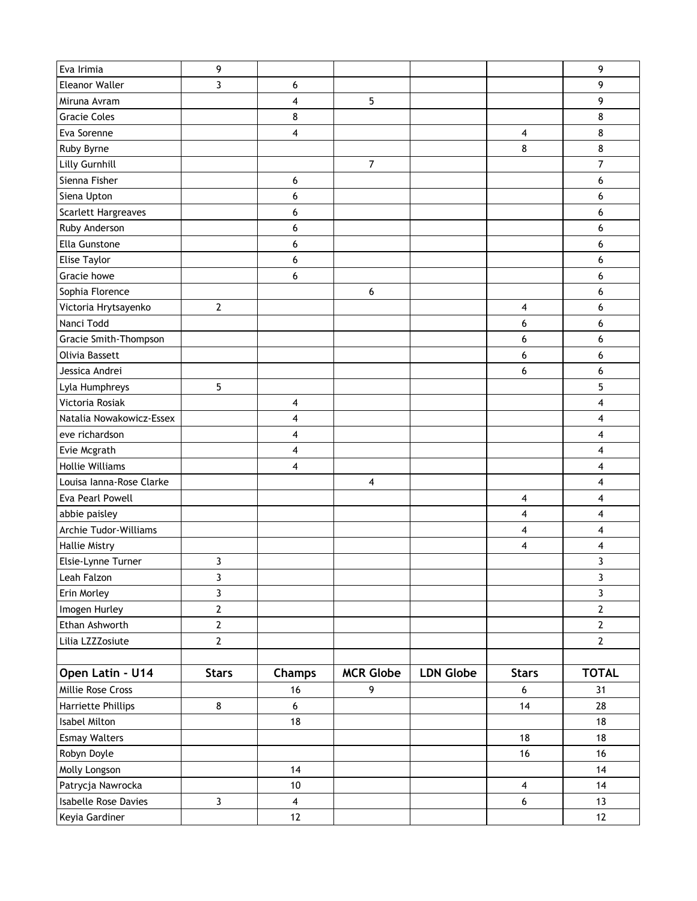| | | | | | | |
|---|---|---|---|---|---|---|
| Eva Irimia | 9 | | | | | 9 |
| Eleanor Waller | 3 | 6 | | | | 9 |
| Miruna Avram | | 4 | 5 | | | 9 |
| Gracie Coles | | 8 | | | | 8 |
| Eva Sorenne | | 4 | | | 4 | 8 |
| Ruby Byrne | | | | | 8 | 8 |
| Lilly Gurnhill | | | 7 | | | 7 |
| Sienna Fisher | | 6 | | | | 6 |
| Siena Upton | | 6 | | | | 6 |
| Scarlett Hargreaves | | 6 | | | | 6 |
| Ruby Anderson | | 6 | | | | 6 |
| Ella Gunstone | | 6 | | | | 6 |
| Elise Taylor | | 6 | | | | 6 |
| Gracie howe | | 6 | | | | 6 |
| Sophia Florence | | | 6 | | | 6 |
| Victoria Hrytsayenko | 2 | | | | 4 | 6 |
| Nanci Todd | | | | | 6 | 6 |
| Gracie Smith-Thompson | | | | | 6 | 6 |
| Olivia Bassett | | | | | 6 | 6 |
| Jessica Andrei | | | | | 6 | 6 |
| Lyla Humphreys | 5 | | | | | 5 |
| Victoria Rosiak | | 4 | | | | 4 |
| Natalia Nowakowicz-Essex | | 4 | | | | 4 |
| eve richardson | | 4 | | | | 4 |
| Evie Mcgrath | | 4 | | | | 4 |
| Hollie Williams | | 4 | | | | 4 |
| Louisa Ianna-Rose Clarke | | | 4 | | | 4 |
| Eva Pearl Powell | | | | | 4 | 4 |
| abbie paisley | | | | | 4 | 4 |
| Archie Tudor-Williams | | | | | 4 | 4 |
| Hallie Mistry | | | | | 4 | 4 |
| Elsie-Lynne Turner | 3 | | | | | 3 |
| Leah Falzon | 3 | | | | | 3 |
| Erin Morley | 3 | | | | | 3 |
| Imogen Hurley | 2 | | | | | 2 |
| Ethan Ashworth | 2 | | | | | 2 |
| Lilia LZZZosiute | 2 | | | | | 2 |

| Open Latin - U14 | Stars | Champs | MCR Globe | LDN Globe | Stars | TOTAL |
|---|---|---|---|---|---|---|
| Millie Rose Cross | | 16 | 9 | | 6 | 31 |
| Harriette Phillips | 8 | 6 | | | 14 | 28 |
| Isabel Milton | | 18 | | | | 18 |
| Esmay Walters | | | | | 18 | 18 |
| Robyn Doyle | | | | | 16 | 16 |
| Molly Longson | | 14 | | | | 14 |
| Patrycja Nawrocka | | 10 | | | 4 | 14 |
| Isabelle Rose Davies | 3 | 4 | | | 6 | 13 |
| Keyia Gardiner | | 12 | | | | 12 |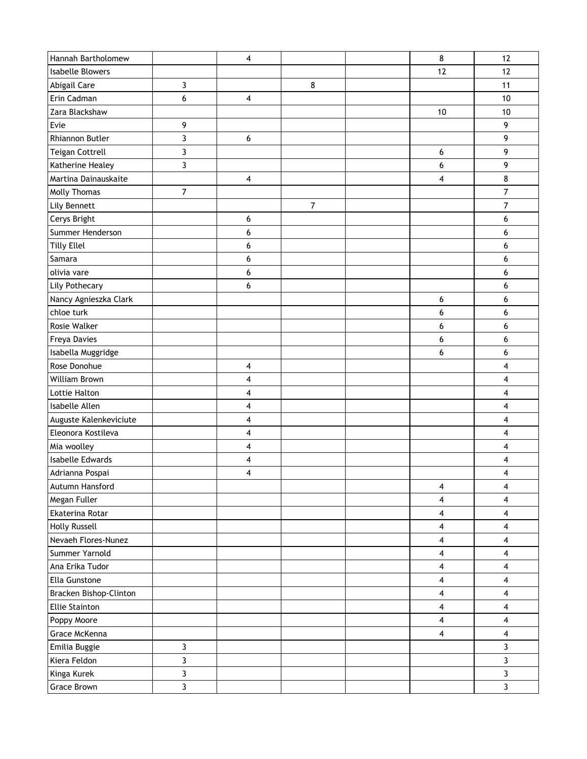| | | | | | | |
|---|---|---|---|---|---|---|
| Hannah Bartholomew | | 4 | | | 8 | 12 |
| Isabelle Blowers | | | | | 12 | 12 |
| Abigail Care | 3 | | 8 | | | 11 |
| Erin Cadman | 6 | 4 | | | | 10 |
| Zara Blackshaw | | | | | 10 | 10 |
| Evie | 9 | | | | | 9 |
| Rhiannon Butler | 3 | 6 | | | | 9 |
| Teigan Cottrell | 3 | | | | 6 | 9 |
| Katherine Healey | 3 | | | | 6 | 9 |
| Martina Dainauskaite | | 4 | | | 4 | 8 |
| Molly Thomas | 7 | | | | | 7 |
| Lily Bennett | | | 7 | | | 7 |
| Cerys Bright | | 6 | | | | 6 |
| Summer Henderson | | 6 | | | | 6 |
| Tilly Ellel | | 6 | | | | 6 |
| Samara | | 6 | | | | 6 |
| olivia vare | | 6 | | | | 6 |
| Lily Pothecary | | 6 | | | | 6 |
| Nancy Agnieszka Clark | | | | | 6 | 6 |
| chloe turk | | | | | 6 | 6 |
| Rosie Walker | | | | | 6 | 6 |
| Freya Davies | | | | | 6 | 6 |
| Isabella Muggridge | | | | | 6 | 6 |
| Rose Donohue | | 4 | | | | 4 |
| William Brown | | 4 | | | | 4 |
| Lottie Halton | | 4 | | | | 4 |
| Isabelle Allen | | 4 | | | | 4 |
| Auguste Kalenkeviciute | | 4 | | | | 4 |
| Eleonora Kostileva | | 4 | | | | 4 |
| Mia woolley | | 4 | | | | 4 |
| Isabelle Edwards | | 4 | | | | 4 |
| Adrianna Pospai | | 4 | | | | 4 |
| Autumn Hansford | | | | | 4 | 4 |
| Megan Fuller | | | | | 4 | 4 |
| Ekaterina Rotar | | | | | 4 | 4 |
| Holly Russell | | | | | 4 | 4 |
| Nevaeh Flores-Nunez | | | | | 4 | 4 |
| Summer Yarnold | | | | | 4 | 4 |
| Ana Erika Tudor | | | | | 4 | 4 |
| Ella Gunstone | | | | | 4 | 4 |
| Bracken Bishop-Clinton | | | | | 4 | 4 |
| Ellie Stainton | | | | | 4 | 4 |
| Poppy Moore | | | | | 4 | 4 |
| Grace McKenna | | | | | 4 | 4 |
| Emilia Buggie | 3 | | | | | 3 |
| Kiera Feldon | 3 | | | | | 3 |
| Kinga Kurek | 3 | | | | | 3 |
| Grace Brown | 3 | | | | | 3 |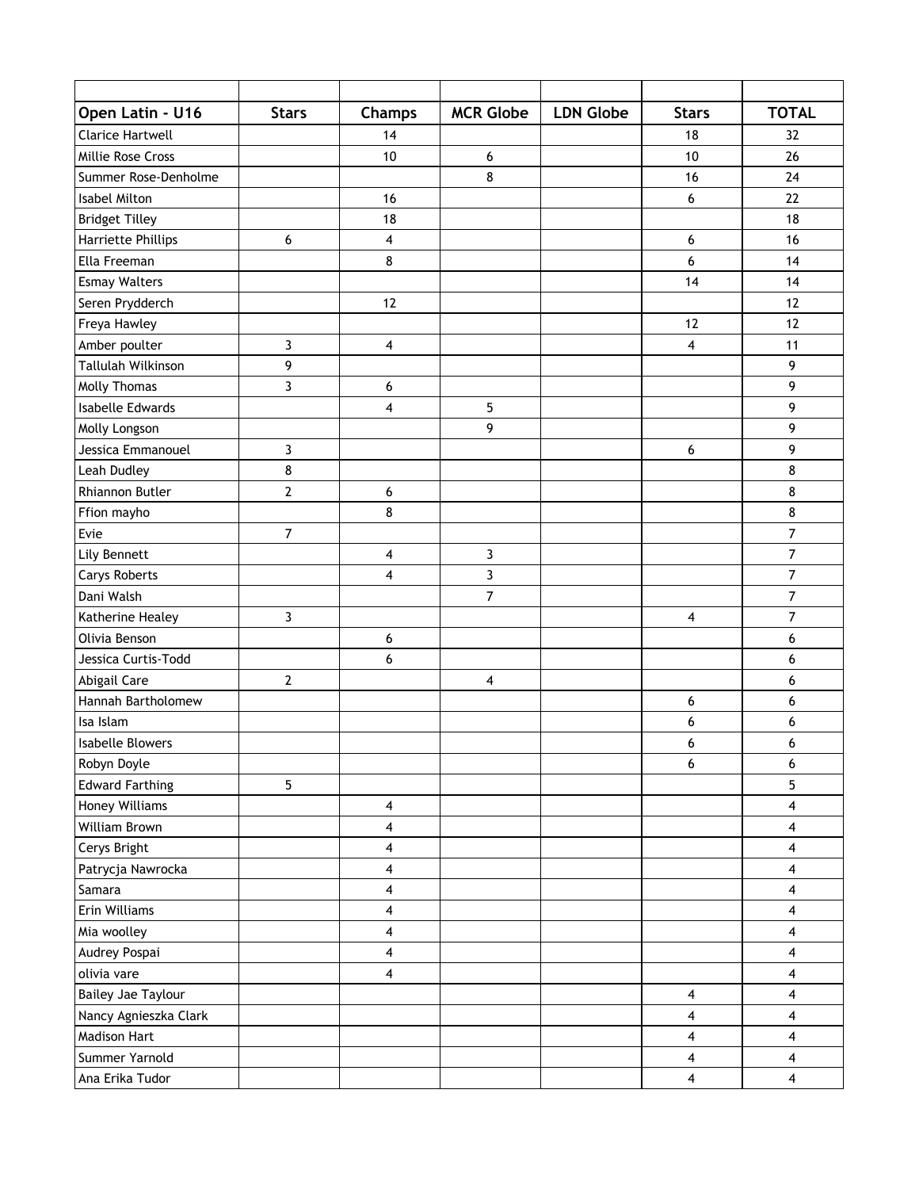| | | | | | | |
|---|---|---|---|---|---|---|
| **Open Latin - U16** | **Stars** | **Champs** | **MCR Globe** | **LDN Globe** | **Stars** | **TOTAL** |
| Clarice Hartwell | | 14 | | | 18 | 32 |
| Millie Rose Cross | | 10 | 6 | | 10 | 26 |
| Summer Rose-Denholme | | | 8 | | 16 | 24 |
| Isabel Milton | | 16 | | | 6 | 22 |
| Bridget Tilley | | 18 | | | | 18 |
| Harriette Phillips | 6 | 4 | | | 6 | 16 |
| Ella Freeman | | 8 | | | 6 | 14 |
| Esmay Walters | | | | | 14 | 14 |
| Seren Prydderch | | 12 | | | | 12 |
| Freya Hawley | | | | | 12 | 12 |
| Amber poulter | 3 | 4 | | | 4 | 11 |
| Tallulah Wilkinson | 9 | | | | | 9 |
| Molly Thomas | 3 | 6 | | | | 9 |
| Isabelle Edwards | | 4 | 5 | | | 9 |
| Molly Longson | | | 9 | | | 9 |
| Jessica Emmanouel | 3 | | | | 6 | 9 |
| Leah Dudley | 8 | | | | | 8 |
| Rhiannon Butler | 2 | 6 | | | | 8 |
| Ffion mayho | | 8 | | | | 8 |
| Evie | 7 | | | | | 7 |
| Lily Bennett | | 4 | 3 | | | 7 |
| Carys Roberts | | 4 | 3 | | | 7 |
| Dani Walsh | | | 7 | | | 7 |
| Katherine Healey | 3 | | | | 4 | 7 |
| Olivia Benson | | 6 | | | | 6 |
| Jessica Curtis-Todd | | 6 | | | | 6 |
| Abigail Care | 2 | | 4 | | | 6 |
| Hannah Bartholomew | | | | | 6 | 6 |
| Isa Islam | | | | | 6 | 6 |
| Isabelle Blowers | | | | | 6 | 6 |
| Robyn Doyle | | | | | 6 | 6 |
| Edward Farthing | 5 | | | | | 5 |
| Honey Williams | | 4 | | | | 4 |
| William Brown | | 4 | | | | 4 |
| Cerys Bright | | 4 | | | | 4 |
| Patrycja Nawrocka | | 4 | | | | 4 |
| Samara | | 4 | | | | 4 |
| Erin Williams | | 4 | | | | 4 |
| Mia woolley | | 4 | | | | 4 |
| Audrey Pospai | | 4 | | | | 4 |
| olivia vare | | 4 | | | | 4 |
| Bailey Jae Taylour | | | | | 4 | 4 |
| Nancy Agnieszka Clark | | | | | 4 | 4 |
| Madison Hart | | | | | 4 | 4 |
| Summer Yarnold | | | | | 4 | 4 |
| Ana Erika Tudor | | | | | 4 | 4 |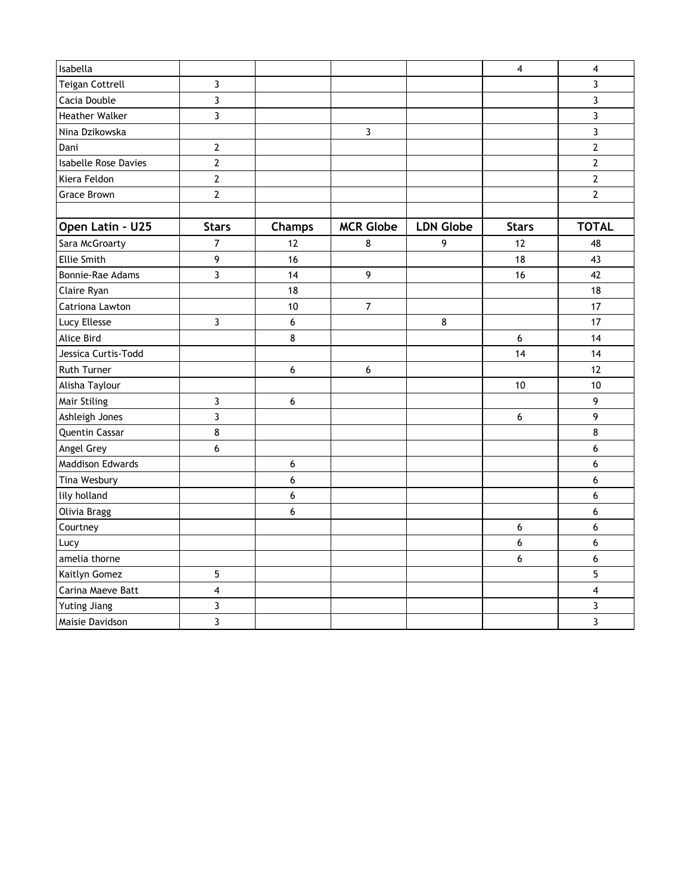| | | | | | | |
|---|---|---|---|---|---|---|
| Isabella | | | | | 4 | 4 |
| Teigan Cottrell | 3 | | | | | 3 |
| Cacia Double | 3 | | | | | 3 |
| Heather Walker | 3 | | | | | 3 |
| Nina Dzikowska | | | 3 | | | 3 |
| Dani | 2 | | | | | 2 |
| Isabelle Rose Davies | 2 | | | | | 2 |
| Kiera Feldon | 2 | | | | | 2 |
| Grace Brown | 2 | | | | | 2 |

| Open Latin - U25 | Stars | Champs | MCR Globe | LDN Globe | Stars | TOTAL |
|---|---|---|---|---|---|---|
| Sara McGroarty | 7 | 12 | 8 | 9 | 12 | 48 |
| Ellie Smith | 9 | 16 | | | 18 | 43 |
| Bonnie-Rae Adams | 3 | 14 | 9 | | 16 | 42 |
| Claire Ryan | | 18 | | | | 18 |
| Catriona Lawton | | 10 | 7 | | | 17 |
| Lucy Ellesse | 3 | 6 | | 8 | | 17 |
| Alice Bird | | 8 | | | 6 | 14 |
| Jessica Curtis-Todd | | | | | 14 | 14 |
| Ruth Turner | | 6 | 6 | | | 12 |
| Alisha Taylour | | | | | 10 | 10 |
| Mair Stiling | 3 | 6 | | | | 9 |
| Ashleigh Jones | 3 | | | | 6 | 9 |
| Quentin Cassar | 8 | | | | | 8 |
| Angel Grey | 6 | | | | | 6 |
| Maddison Edwards | | 6 | | | | 6 |
| Tina Wesbury | | 6 | | | | 6 |
| lily holland | | 6 | | | | 6 |
| Olivia Bragg | | 6 | | | | 6 |
| Courtney | | | | | 6 | 6 |
| Lucy | | | | | 6 | 6 |
| amelia thorne | | | | | 6 | 6 |
| Kaitlyn Gomez | 5 | | | | | 5 |
| Carina Maeve Batt | 4 | | | | | 4 |
| Yuting Jiang | 3 | | | | | 3 |
| Maisie Davidson | 3 | | | | | 3 |